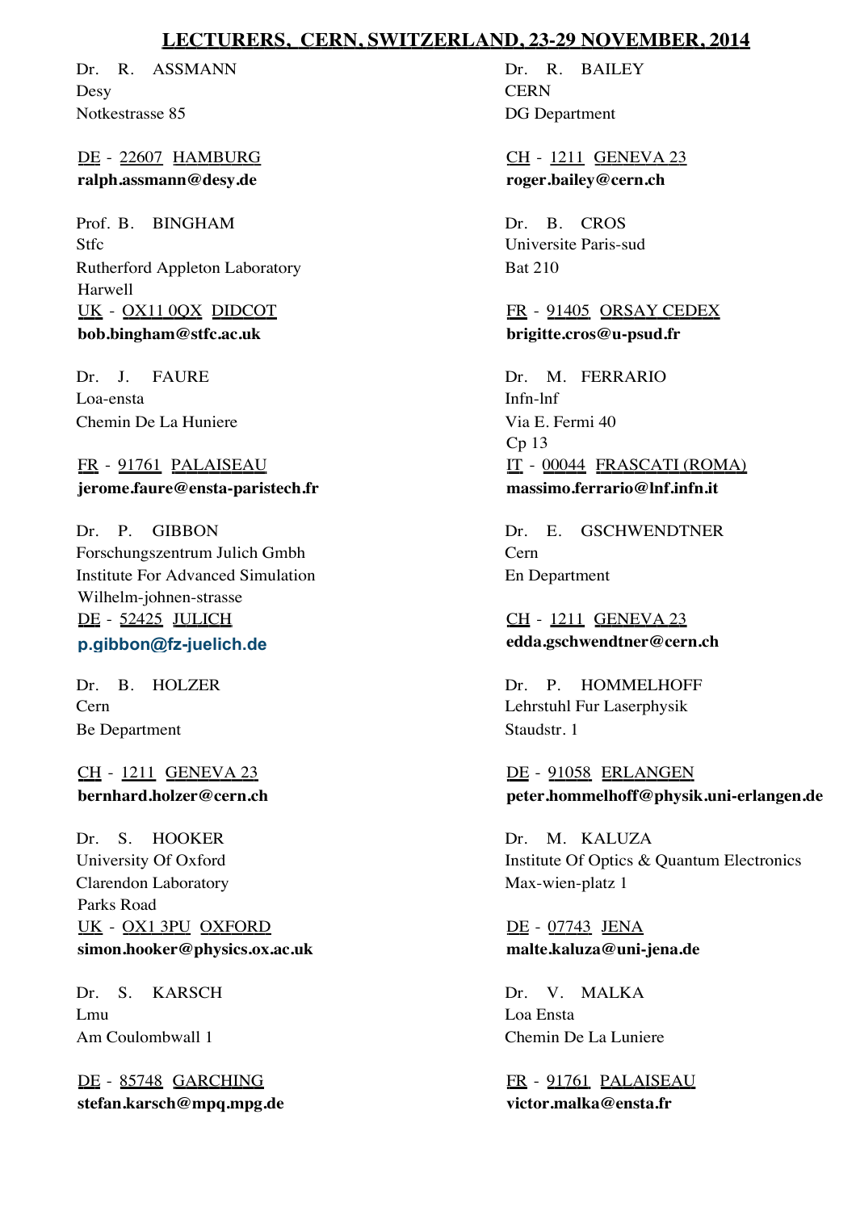# LECTURERS, CERN, SWITZERLAND, 23-29 NOVEMBER, 2014

Dr. R. ASSMANN
Desy
Notkestrasse 85

DE - 22607 HAMBURG
**ralph.assmann@desy.de**

Dr. R. BAILEY
CERN
DG Department

CH - 1211 GENEVA 23
**roger.bailey@cern.ch**

Prof. B. BINGHAM
Stfc
Rutherford Appleton Laboratory
Harwell
UK - OX11 0QX DIDCOT
**bob.bingham@stfc.ac.uk**

Dr. B. CROS
Universite Paris-sud
Bat 210

FR - 91405 ORSAY CEDEX
**brigitte.cros@u-psud.fr**

Dr. J. FAURE
Loa-ensta
Chemin De La Huniere

FR - 91761 PALAISEAU
**jerome.faure@ensta-paristech.fr**

Dr. M. FERRARIO
Infn-lnf
Via E. Fermi 40
Cp 13
IT - 00044 FRASCATI (ROMA)
**massimo.ferrario@lnf.infn.it**

Dr. P. GIBBON
Forschungszentrum Julich Gmbh
Institute For Advanced Simulation
Wilhelm-johnen-strasse
DE - 52425 JULICH
**p.gibbon@fz-juelich.de**

Dr. E. GSCHWENDTNER
Cern
En Department

CH - 1211 GENEVA 23
**edda.gschwendtner@cern.ch**

Dr. B. HOLZER
Cern
Be Department

CH - 1211 GENEVA 23
**bernhard.holzer@cern.ch**

Dr. P. HOMMELHOFF
Lehrstuhl Fur Laserphysik
Staudstr. 1

DE - 91058 ERLANGEN
**peter.hommelhoff@physik.uni-erlangen.de**

Dr. S. HOOKER
University Of Oxford
Clarendon Laboratory
Parks Road
UK - OX1 3PU OXFORD
**simon.hooker@physics.ox.ac.uk**

Dr. M. KALUZA
Institute Of Optics & Quantum Electronics
Max-wien-platz 1

DE - 07743 JENA
**malte.kaluza@uni-jena.de**

Dr. S. KARSCH
Lmu
Am Coulombwall 1

DE - 85748 GARCHING
**stefan.karsch@mpq.mpg.de**

Dr. V. MALKA
Loa Ensta
Chemin De La Luniere

FR - 91761 PALAISEAU
**victor.malka@ensta.fr**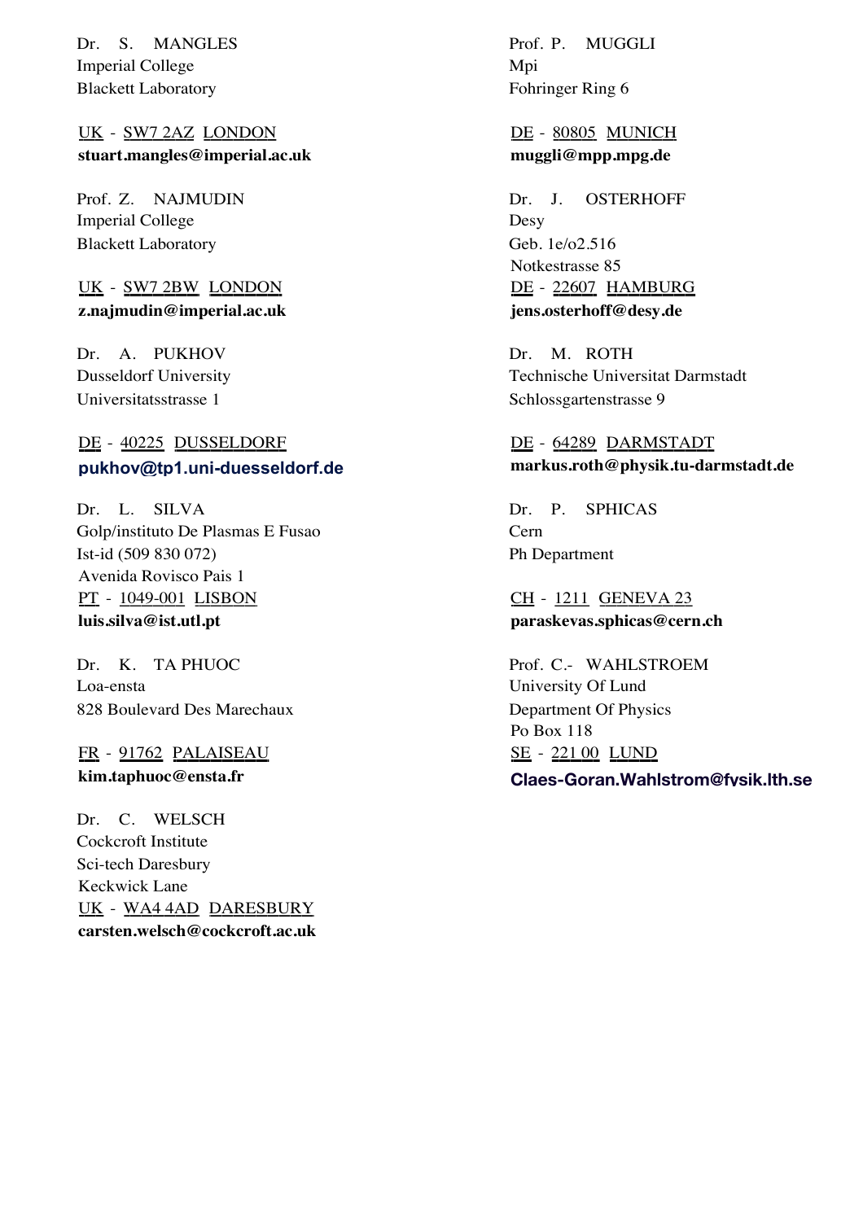Dr. S. MANGLES
Imperial College
Blackett Laboratory

UK - SW7 2AZ LONDON
**stuart.mangles@imperial.ac.uk**

Prof. P. MUGGLI
Mpi
Fohringer Ring 6

DE - 80805 MUNICH
**muggli@mpp.mpg.de**

Prof. Z. NAJMUDIN
Imperial College
Blackett Laboratory

UK - SW7 2BW LONDON
**z.najmudin@imperial.ac.uk**

Dr. J. OSTERHOFF
Desy
Geb. 1e/o2.516
Notkestrasse 85
DE - 22607 HAMBURG
**jens.osterhoff@desy.de**

Dr. A. PUKHOV
Dusseldorf University
Universitatsstrasse 1

DE - 40225 DUSSELDORF
**pukhov@tp1.uni-duesseldorf.de**

Dr. M. ROTH
Technische Universitat Darmstadt
Schlossgartenstrasse 9

DE - 64289 DARMSTADT
**markus.roth@physik.tu-darmstadt.de**

Dr. L. SILVA
Golp/instituto De Plasmas E Fusao
Ist-id (509 830 072)
Avenida Rovisco Pais 1
PT - 1049-001 LISBON
**luis.silva@ist.utl.pt**

Dr. P. SPHICAS
Cern
Ph Department

CH - 1211 GENEVA 23
**paraskevas.sphicas@cern.ch**

Dr. K. TA PHUOC
Loa-ensta
828 Boulevard Des Marechaux

FR - 91762 PALAISEAU
**kim.taphuoc@ensta.fr**

Prof. C.- WAHLSTROEM
University Of Lund
Department Of Physics
Po Box 118
SE - 221 00 LUND
**Claes-Goran.Wahlstrom@fysik.lth.se**

Dr. C. WELSCH
Cockcroft Institute
Sci-tech Daresbury
Keckwick Lane
UK - WA4 4AD DARESBURY
**carsten.welsch@cockcroft.ac.uk**